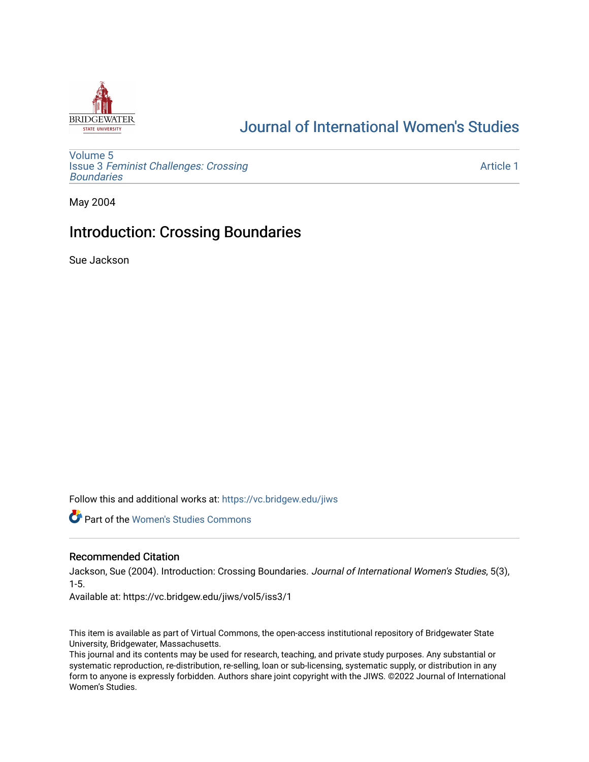# Journal of International Women's Studies

Volume 5
Issue 3 *Feminist Challenges: Crossing Boundaries*

Article 1

May 2004

## Introduction: Crossing Boundaries

Sue Jackson

Follow this and additional works at: https://vc.bridgew.edu/jiws

Part of the Women's Studies Commons

### Recommended Citation

Jackson, Sue (2004). Introduction: Crossing Boundaries. *Journal of International Women's Studies*, 5(3), 1-5.

Available at: https://vc.bridgew.edu/jiws/vol5/iss3/1

This item is available as part of Virtual Commons, the open-access institutional repository of Bridgewater State University, Bridgewater, Massachusetts.

This journal and its contents may be used for research, teaching, and private study purposes. Any substantial or systematic reproduction, re-distribution, re-selling, loan or sub-licensing, systematic supply, or distribution in any form to anyone is expressly forbidden. Authors share joint copyright with the JIWS. ©2022 Journal of International Women's Studies.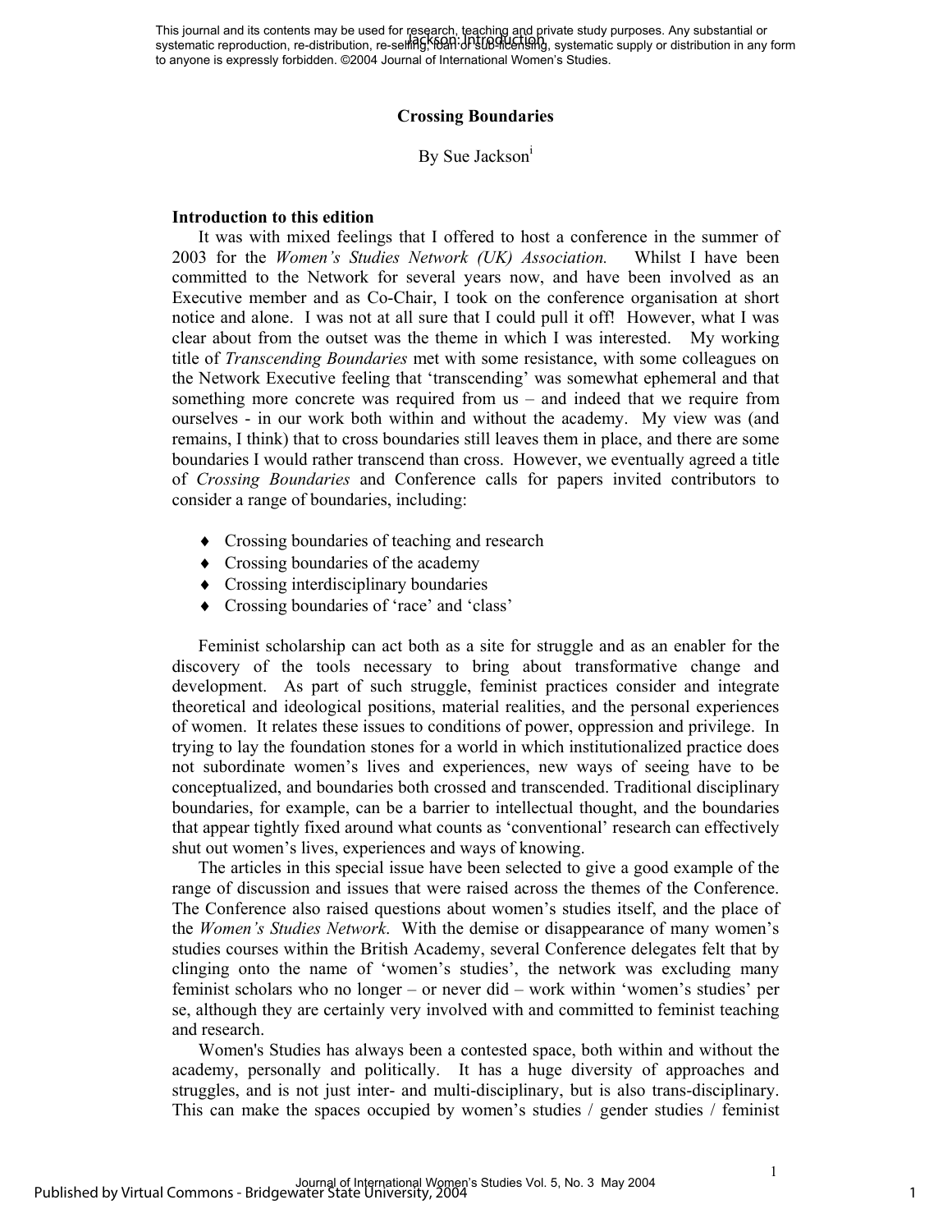## Crossing Boundaries

By Sue Jackson[i]

### Introduction to this edition

It was with mixed feelings that I offered to host a conference in the summer of 2003 for the *Women's Studies Network (UK) Association.* Whilst I have been committed to the Network for several years now, and have been involved as an Executive member and as Co-Chair, I took on the conference organisation at short notice and alone. I was not at all sure that I could pull it off! However, what I was clear about from the outset was the theme in which I was interested. My working title of *Transcending Boundaries* met with some resistance, with some colleagues on the Network Executive feeling that 'transcending' was somewhat ephemeral and that something more concrete was required from us – and indeed that we require from ourselves - in our work both within and without the academy. My view was (and remains, I think) that to cross boundaries still leaves them in place, and there are some boundaries I would rather transcend than cross. However, we eventually agreed a title of *Crossing Boundaries* and Conference calls for papers invited contributors to consider a range of boundaries, including:

- Crossing boundaries of teaching and research
- Crossing boundaries of the academy
- Crossing interdisciplinary boundaries
- Crossing boundaries of 'race' and 'class'

Feminist scholarship can act both as a site for struggle and as an enabler for the discovery of the tools necessary to bring about transformative change and development. As part of such struggle, feminist practices consider and integrate theoretical and ideological positions, material realities, and the personal experiences of women. It relates these issues to conditions of power, oppression and privilege. In trying to lay the foundation stones for a world in which institutionalized practice does not subordinate women's lives and experiences, new ways of seeing have to be conceptualized, and boundaries both crossed and transcended. Traditional disciplinary boundaries, for example, can be a barrier to intellectual thought, and the boundaries that appear tightly fixed around what counts as 'conventional' research can effectively shut out women's lives, experiences and ways of knowing.

The articles in this special issue have been selected to give a good example of the range of discussion and issues that were raised across the themes of the Conference. The Conference also raised questions about women's studies itself, and the place of the *Women's Studies Network*. With the demise or disappearance of many women's studies courses within the British Academy, several Conference delegates felt that by clinging onto the name of 'women's studies', the network was excluding many feminist scholars who no longer – or never did – work within 'women's studies' per se, although they are certainly very involved with and committed to feminist teaching and research.

Women's Studies has always been a contested space, both within and without the academy, personally and politically. It has a huge diversity of approaches and struggles, and is not just inter- and multi-disciplinary, but is also trans-disciplinary. This can make the spaces occupied by women's studies / gender studies / feminist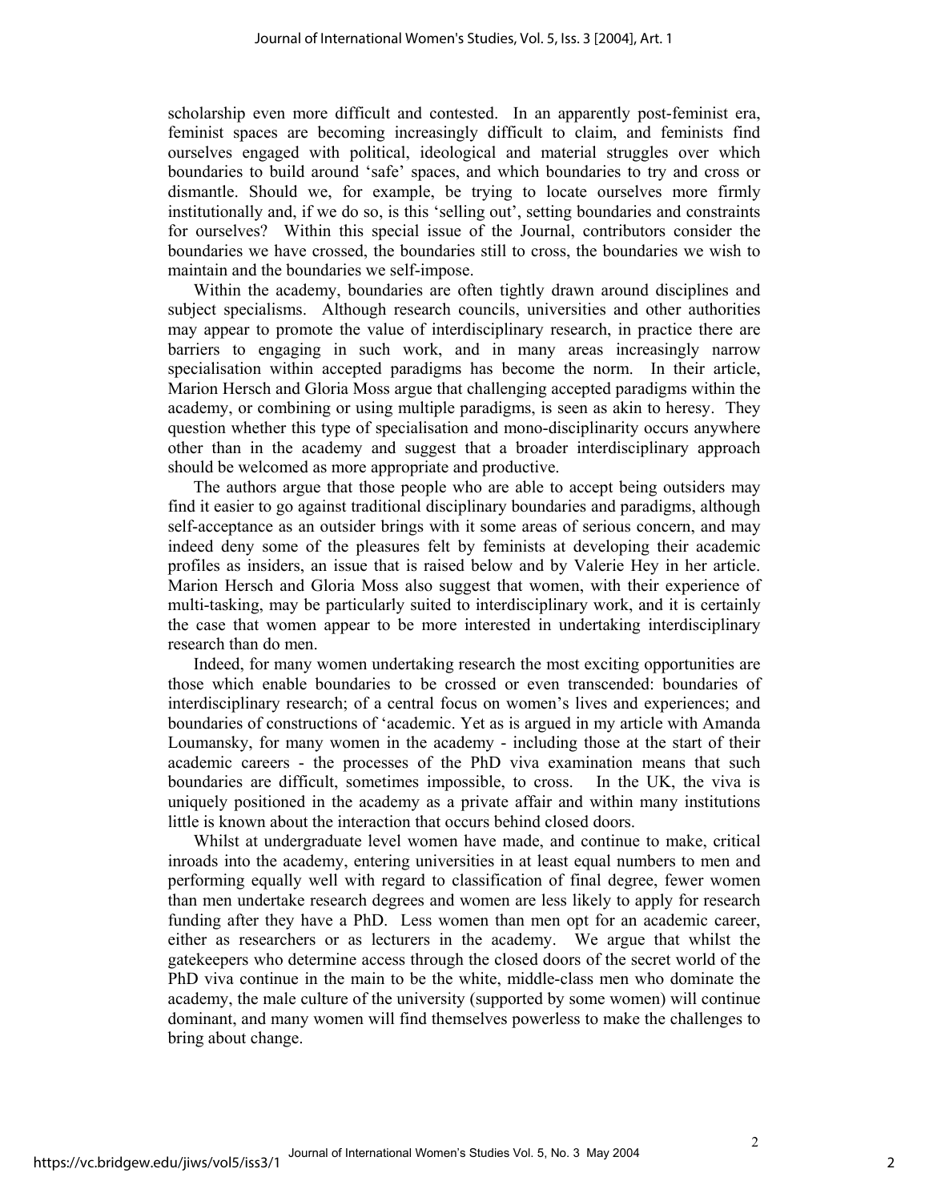scholarship even more difficult and contested. In an apparently post-feminist era, feminist spaces are becoming increasingly difficult to claim, and feminists find ourselves engaged with political, ideological and material struggles over which boundaries to build around 'safe' spaces, and which boundaries to try and cross or dismantle. Should we, for example, be trying to locate ourselves more firmly institutionally and, if we do so, is this 'selling out', setting boundaries and constraints for ourselves? Within this special issue of the Journal, contributors consider the boundaries we have crossed, the boundaries still to cross, the boundaries we wish to maintain and the boundaries we self-impose.

Within the academy, boundaries are often tightly drawn around disciplines and subject specialisms. Although research councils, universities and other authorities may appear to promote the value of interdisciplinary research, in practice there are barriers to engaging in such work, and in many areas increasingly narrow specialisation within accepted paradigms has become the norm. In their article, Marion Hersch and Gloria Moss argue that challenging accepted paradigms within the academy, or combining or using multiple paradigms, is seen as akin to heresy. They question whether this type of specialisation and mono-disciplinarity occurs anywhere other than in the academy and suggest that a broader interdisciplinary approach should be welcomed as more appropriate and productive.

The authors argue that those people who are able to accept being outsiders may find it easier to go against traditional disciplinary boundaries and paradigms, although self-acceptance as an outsider brings with it some areas of serious concern, and may indeed deny some of the pleasures felt by feminists at developing their academic profiles as insiders, an issue that is raised below and by Valerie Hey in her article. Marion Hersch and Gloria Moss also suggest that women, with their experience of multi-tasking, may be particularly suited to interdisciplinary work, and it is certainly the case that women appear to be more interested in undertaking interdisciplinary research than do men.

Indeed, for many women undertaking research the most exciting opportunities are those which enable boundaries to be crossed or even transcended: boundaries of interdisciplinary research; of a central focus on women's lives and experiences; and boundaries of constructions of 'academic. Yet as is argued in my article with Amanda Loumansky, for many women in the academy - including those at the start of their academic careers - the processes of the PhD viva examination means that such boundaries are difficult, sometimes impossible, to cross. In the UK, the viva is uniquely positioned in the academy as a private affair and within many institutions little is known about the interaction that occurs behind closed doors.

Whilst at undergraduate level women have made, and continue to make, critical inroads into the academy, entering universities in at least equal numbers to men and performing equally well with regard to classification of final degree, fewer women than men undertake research degrees and women are less likely to apply for research funding after they have a PhD. Less women than men opt for an academic career, either as researchers or as lecturers in the academy. We argue that whilst the gatekeepers who determine access through the closed doors of the secret world of the PhD viva continue in the main to be the white, middle-class men who dominate the academy, the male culture of the university (supported by some women) will continue dominant, and many women will find themselves powerless to make the challenges to bring about change.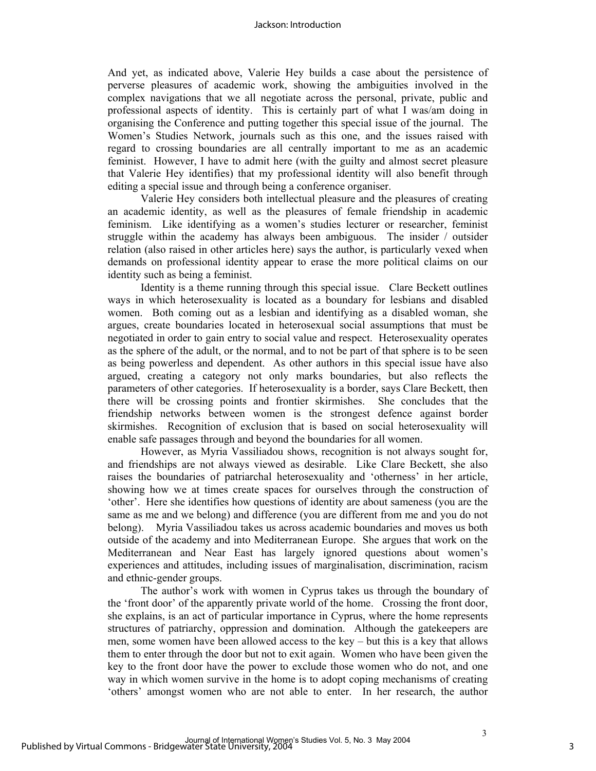And yet, as indicated above, Valerie Hey builds a case about the persistence of perverse pleasures of academic work, showing the ambiguities involved in the complex navigations that we all negotiate across the personal, private, public and professional aspects of identity. This is certainly part of what I was/am doing in organising the Conference and putting together this special issue of the journal. The Women's Studies Network, journals such as this one, and the issues raised with regard to crossing boundaries are all centrally important to me as an academic feminist. However, I have to admit here (with the guilty and almost secret pleasure that Valerie Hey identifies) that my professional identity will also benefit through editing a special issue and through being a conference organiser.

Valerie Hey considers both intellectual pleasure and the pleasures of creating an academic identity, as well as the pleasures of female friendship in academic feminism. Like identifying as a women's studies lecturer or researcher, feminist struggle within the academy has always been ambiguous. The insider / outsider relation (also raised in other articles here) says the author, is particularly vexed when demands on professional identity appear to erase the more political claims on our identity such as being a feminist.

Identity is a theme running through this special issue. Clare Beckett outlines ways in which heterosexuality is located as a boundary for lesbians and disabled women. Both coming out as a lesbian and identifying as a disabled woman, she argues, create boundaries located in heterosexual social assumptions that must be negotiated in order to gain entry to social value and respect. Heterosexuality operates as the sphere of the adult, or the normal, and to not be part of that sphere is to be seen as being powerless and dependent. As other authors in this special issue have also argued, creating a category not only marks boundaries, but also reflects the parameters of other categories. If heterosexuality is a border, says Clare Beckett, then there will be crossing points and frontier skirmishes. She concludes that the friendship networks between women is the strongest defence against border skirmishes. Recognition of exclusion that is based on social heterosexuality will enable safe passages through and beyond the boundaries for all women.

However, as Myria Vassiliadou shows, recognition is not always sought for, and friendships are not always viewed as desirable. Like Clare Beckett, she also raises the boundaries of patriarchal heterosexuality and 'otherness' in her article, showing how we at times create spaces for ourselves through the construction of 'other'. Here she identifies how questions of identity are about sameness (you are the same as me and we belong) and difference (you are different from me and you do not belong). Myria Vassiliadou takes us across academic boundaries and moves us both outside of the academy and into Mediterranean Europe. She argues that work on the Mediterranean and Near East has largely ignored questions about women's experiences and attitudes, including issues of marginalisation, discrimination, racism and ethnic-gender groups.

The author's work with women in Cyprus takes us through the boundary of the 'front door' of the apparently private world of the home. Crossing the front door, she explains, is an act of particular importance in Cyprus, where the home represents structures of patriarchy, oppression and domination. Although the gatekeepers are men, some women have been allowed access to the key – but this is a key that allows them to enter through the door but not to exit again. Women who have been given the key to the front door have the power to exclude those women who do not, and one way in which women survive in the home is to adopt coping mechanisms of creating 'others' amongst women who are not able to enter. In her research, the author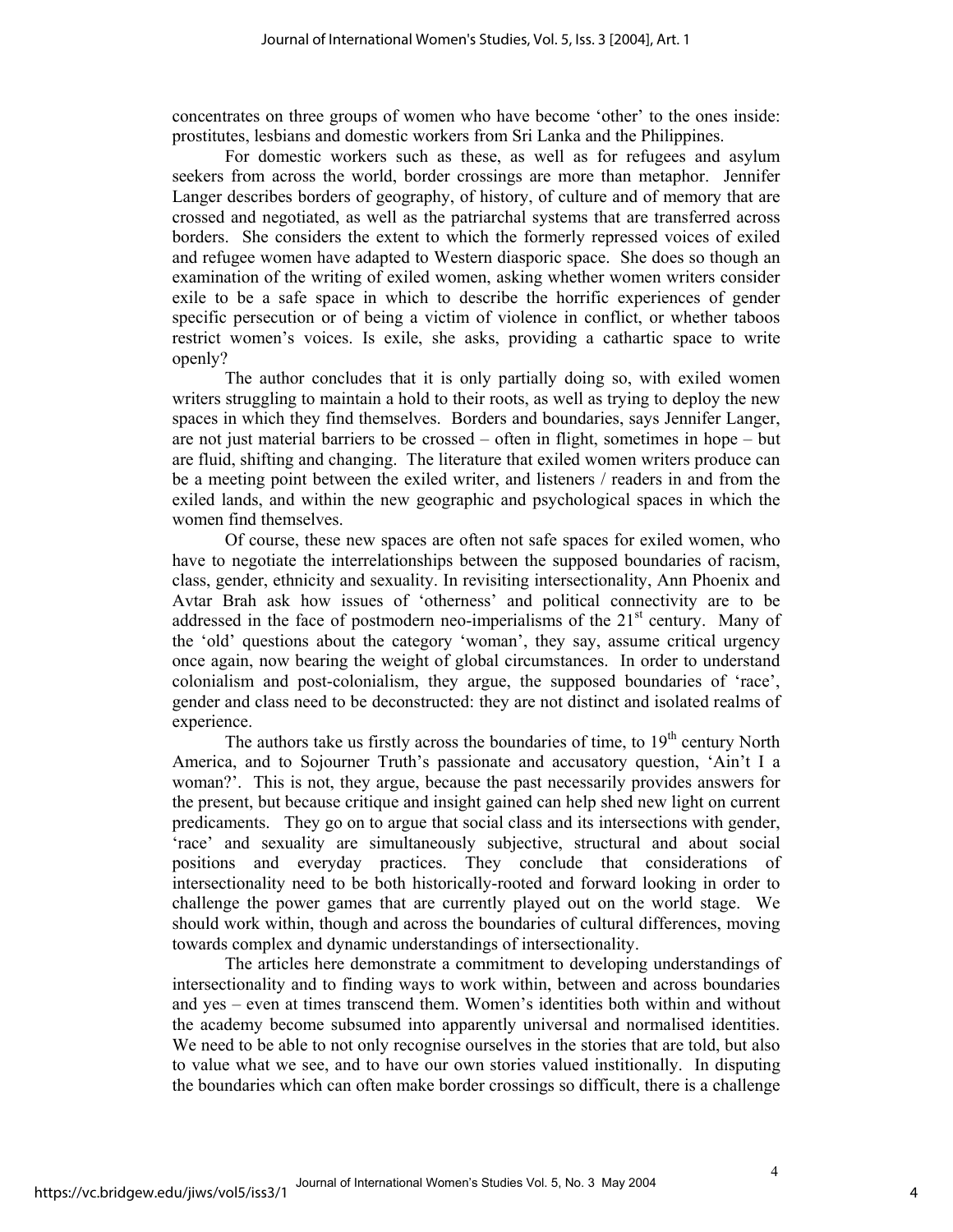concentrates on three groups of women who have become 'other' to the ones inside: prostitutes, lesbians and domestic workers from Sri Lanka and the Philippines.

For domestic workers such as these, as well as for refugees and asylum seekers from across the world, border crossings are more than metaphor. Jennifer Langer describes borders of geography, of history, of culture and of memory that are crossed and negotiated, as well as the patriarchal systems that are transferred across borders. She considers the extent to which the formerly repressed voices of exiled and refugee women have adapted to Western diasporic space. She does so though an examination of the writing of exiled women, asking whether women writers consider exile to be a safe space in which to describe the horrific experiences of gender specific persecution or of being a victim of violence in conflict, or whether taboos restrict women's voices. Is exile, she asks, providing a cathartic space to write openly?

The author concludes that it is only partially doing so, with exiled women writers struggling to maintain a hold to their roots, as well as trying to deploy the new spaces in which they find themselves. Borders and boundaries, says Jennifer Langer, are not just material barriers to be crossed – often in flight, sometimes in hope – but are fluid, shifting and changing. The literature that exiled women writers produce can be a meeting point between the exiled writer, and listeners / readers in and from the exiled lands, and within the new geographic and psychological spaces in which the women find themselves.

Of course, these new spaces are often not safe spaces for exiled women, who have to negotiate the interrelationships between the supposed boundaries of racism, class, gender, ethnicity and sexuality. In revisiting intersectionality, Ann Phoenix and Avtar Brah ask how issues of 'otherness' and political connectivity are to be addressed in the face of postmodern neo-imperialisms of the 21st century. Many of the 'old' questions about the category 'woman', they say, assume critical urgency once again, now bearing the weight of global circumstances. In order to understand colonialism and post-colonialism, they argue, the supposed boundaries of 'race', gender and class need to be deconstructed: they are not distinct and isolated realms of experience.

The authors take us firstly across the boundaries of time, to 19th century North America, and to Sojourner Truth's passionate and accusatory question, 'Ain't I a woman?'. This is not, they argue, because the past necessarily provides answers for the present, but because critique and insight gained can help shed new light on current predicaments. They go on to argue that social class and its intersections with gender, 'race' and sexuality are simultaneously subjective, structural and about social positions and everyday practices. They conclude that considerations of intersectionality need to be both historically-rooted and forward looking in order to challenge the power games that are currently played out on the world stage. We should work within, though and across the boundaries of cultural differences, moving towards complex and dynamic understandings of intersectionality.

The articles here demonstrate a commitment to developing understandings of intersectionality and to finding ways to work within, between and across boundaries and yes – even at times transcend them. Women's identities both within and without the academy become subsumed into apparently universal and normalised identities. We need to be able to not only recognise ourselves in the stories that are told, but also to value what we see, and to have our own stories valued institionally. In disputing the boundaries which can often make border crossings so difficult, there is a challenge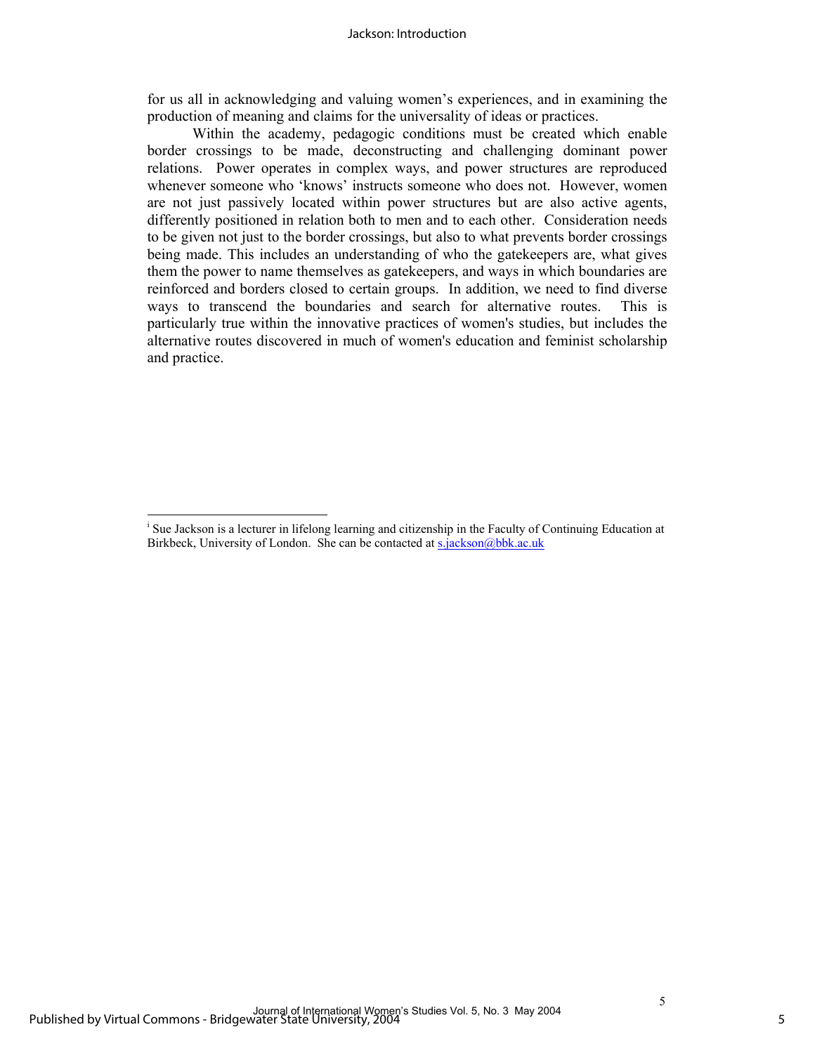for us all in acknowledging and valuing women's experiences, and in examining the production of meaning and claims for the universality of ideas or practices.

Within the academy, pedagogic conditions must be created which enable border crossings to be made, deconstructing and challenging dominant power relations. Power operates in complex ways, and power structures are reproduced whenever someone who 'knows' instructs someone who does not. However, women are not just passively located within power structures but are also active agents, differently positioned in relation both to men and to each other. Consideration needs to be given not just to the border crossings, but also to what prevents border crossings being made. This includes an understanding of who the gatekeepers are, what gives them the power to name themselves as gatekeepers, and ways in which boundaries are reinforced and borders closed to certain groups. In addition, we need to find diverse ways to transcend the boundaries and search for alternative routes. This is particularly true within the innovative practices of women's studies, but includes the alternative routes discovered in much of women's education and feminist scholarship and practice.

---

[i] Sue Jackson is a lecturer in lifelong learning and citizenship in the Faculty of Continuing Education at Birkbeck, University of London. She can be contacted at s.jackson@bbk.ac.uk